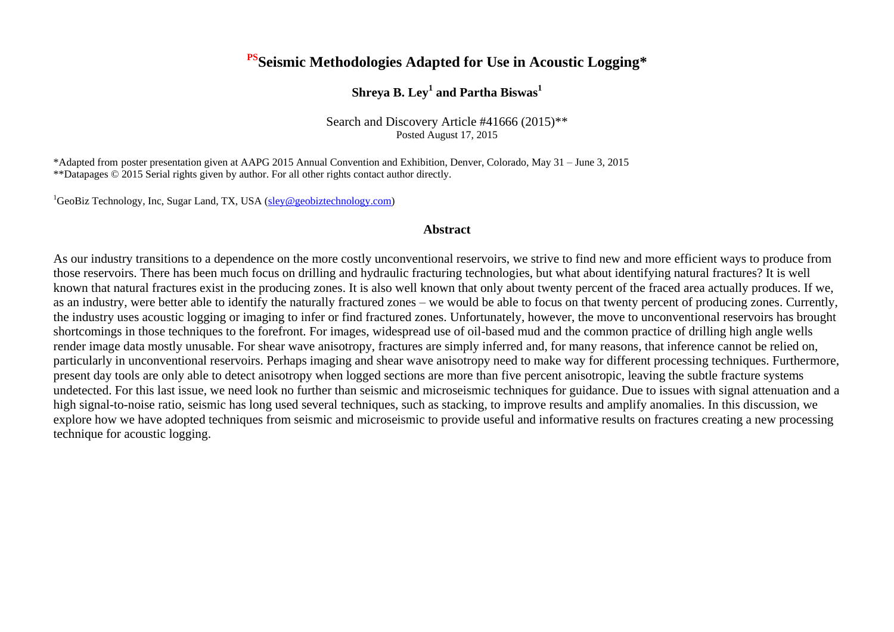# PSSeismic Methodologies Adapted for Use in Acoustic Logging*

**Shreya B. Ley[1] and Partha Biswas[1]**

Search and Discovery Article #41666 (2015)**
Posted August 17, 2015

*Adapted from poster presentation given at AAPG 2015 Annual Convention and Exhibition, Denver, Colorado, May 31 – June 3, 2015
**Datapages © 2015 Serial rights given by author. For all other rights contact author directly.

[1]GeoBiz Technology, Inc, Sugar Land, TX, USA (sley@geobiztechnology.com)

## Abstract

As our industry transitions to a dependence on the more costly unconventional reservoirs, we strive to find new and more efficient ways to produce from those reservoirs. There has been much focus on drilling and hydraulic fracturing technologies, but what about identifying natural fractures? It is well known that natural fractures exist in the producing zones. It is also well known that only about twenty percent of the fraced area actually produces. If we, as an industry, were better able to identify the naturally fractured zones – we would be able to focus on that twenty percent of producing zones. Currently, the industry uses acoustic logging or imaging to infer or find fractured zones. Unfortunately, however, the move to unconventional reservoirs has brought shortcomings in those techniques to the forefront. For images, widespread use of oil-based mud and the common practice of drilling high angle wells render image data mostly unusable. For shear wave anisotropy, fractures are simply inferred and, for many reasons, that inference cannot be relied on, particularly in unconventional reservoirs. Perhaps imaging and shear wave anisotropy need to make way for different processing techniques. Furthermore, present day tools are only able to detect anisotropy when logged sections are more than five percent anisotropic, leaving the subtle fracture systems undetected. For this last issue, we need look no further than seismic and microseismic techniques for guidance. Due to issues with signal attenuation and a high signal-to-noise ratio, seismic has long used several techniques, such as stacking, to improve results and amplify anomalies. In this discussion, we explore how we have adopted techniques from seismic and microseismic to provide useful and informative results on fractures creating a new processing technique for acoustic logging.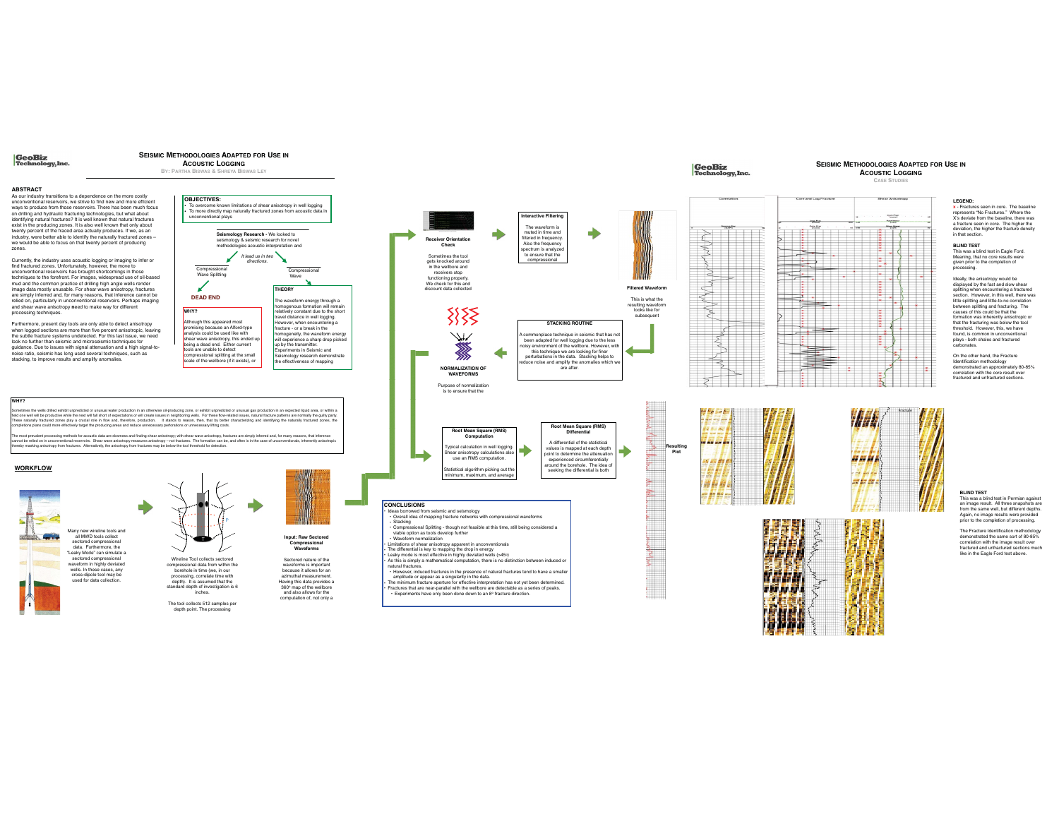# Seismic Methodologies Adapted for Use in Acoustic Logging

By: Partha Biswas & Shreya Biswas Ley

## ABSTRACT

As our industry transitions to a dependence on the more costly unconventional reservoirs, we strive to find new and more efficient ways to produce from those reservoirs. There has been much focus on drilling and hydraulic fracturing techniques, but what about identifying natural fractures? It is well known that natural fractures exist in the producing zones. It is also well known that only about twenty percent of the fraced area actually produces. If we, as an industry, were better able to identify the naturally fractured zones – we would be able to focus on that twenty percent of producing zones.

Currently, the industry uses acoustic logging or imaging to infer or find fractured zones. Unfortunately, however, the move to unconventional reservoirs has brought shortcomings in those techniques to the forefront. For images, widespread use of oil-based mud and the common practice of drilling high angle wells render image data mostly unusable. For shear wave anisotropy, fractures are simply inferred and, for many reasons, that inference cannot be relied on, particularly in unconventional reservoirs. Perhaps imaging and shear wave anisotropy need to make way for different processing techniques.

Furthermore, present day tools are only able to detect anisotropy when logged sectioned are more than five percent anisotropic, leaving the subtle fracture systems undetected. For this last issue, we need look no further than seismic and seismology techniques for guidance. Due to issues with signal attenuation and a high signal-to-noise ratio, seismic has long used several techniques, such as stacking, to improve results and amplify anomalies.

## OBJECTIVES:

- To overcome known limitations of shear anisotropy in well logging
- To more directly map naturally fractured zones from acoustic data in unconventional plays

**Seismology Research** - We looked to seismology & seismic research for novel methodologies acoustic interpretation and

*It lead us in two directions.*

Compressional Wave Splitting

Compressional Wave

**DEAD END**

### WHY?

Although this appeared most promising because an Alford-type analysis could be used like with shear wave anisotropy, this ended up being a dead end. Either current tools are unable to detect compressional splitting at the small scale of the wellbore (if it exists), or

### THEORY

The waveform energy through a homogenous formation will remain relatively constant due to the short travel distance in well logging. However, when encountering a fracture - or a break in the homogeneity, the waveform energy will experience a sharp drop picked up by the transmitter. Experiments in Seismic and Seismology research demonstrate the effectiveness of mapping

## WHY?

Sometimes the wells drilled exhibit unpredicted or unusual water production in an otherwise oil-producing zone, or exhibit unpredicted or unusual gas production in an expected liquid area, or within a field one well will be productive while the next will fall short of expectations or will create issues in neighboring wells. For these flow-related issues, natural fracture patterns are normally the guilty party. These naturally fractured zones play a crucial role in flow and, therefore, production. It stands to reason, then, that by better characterizing and identifying the naturally fractured zones, the completions plans could more effectively target the producing areas and reduce unnecessary perforations or unnecessary lifting costs.

The most prevalent processing methods for acoustic data are slowness and finding shear anisotropy; with shear wave anisotropy, fractures are simply inferred and, for many reasons, that inference cannot be relied on in unconventional reservoirs. Shear wave anisotropy measures anisotropy – not fractures. The formation can be, and often is in the case of unconventionals, inherently anisotropic thereby masking anisotropy from fractures. Alternatively, the anisotropy from fractures may be below the tool threshold for detection.

## WORKFLOW

Many new wireline tools and all MWD tools collect sectioned compressional data. Furthermore, the "Leaky Mode" can simulate a sectored compressional waveform in highly deviated wells. In these cases, any cross-dipole tool may be used for data collection.

Wireline Tool collects sectored compressional data from within the borehole in time (we, in our processing, correlate time with depth). It is assumed that the standard depth of investigation is 6 inches.

The tool collects 512 samples per depth point. The processing

**Input: Raw Sectored Compressional Waveforms**

Sectored nature of the waveforms is important because it allows for an azimuthal measurement. Having this data provides a 360° map of the wellbore and also allows for the computation of, not only a

**Receiver Orientation Check**

Sometimes the tool gets knocked around in the wellbore and receivers stop functioning properly. We check for this and discount data collected

**Interactive Filtering**

The waveform is muted in time and filtered in frequency. Also the frequency spectrum is analyzed to ensure that the compressional

**Filtered Waveform**

This is what the resulting waveform looks like for subsequent

**STACKING ROUTINE**

A commonplace technique in seismic that has not been adapted for well logging due to the less noisy environment of the wellbore. However, with this technique we are looking for finer perturbations in the data. Stacking helps to reduce noise and amplify the anomalies which we are after.

**NORMALIZATION OF WAVEFORMS**

Purpose of normalization is to ensure that the

**Root Mean Square (RMS) Computation**

Typical calculation in well logging. Shear anisotropy calculations also use an RMS computation.

Statistical algorithm picking out the minimum, maximum, and average

**Root Mean Square (RMS) Differential**

A differential of the statistical values is mapped at each depth point to determine the attenuation experienced circumferentially around the borehole. The idea of seeking the differential is both

**Resulting Plot**

## CONCLUSIONS

- Ideas borrowed from seismic and seismology
  - Overall idea of mapping fracture networks with compressional waveforms
  - Stacking
  - Compressional Splitting - though not feasible at this time, still being considered a viable option as tools develop further
  - Waveform normalization
- Limitations of shear anisotropy apparent in unconventionals
- The differential is key to mapping the drop in energy
- Leaky mode is most effective in highly deviated wells (>45°)
- As this is simply a mathematical computation, there is no distinction between induced or natural fractures.
  - However, induced fractures in the presence of natural fractures tend to have a smaller amplitude or appear as a singularity in the data.
- The minimum fracture aperture for effective interpretation has not yet been determined.
- Fractures that are near-parallel with the wellbore are detectable as a series of peaks.
  - Experiments have only been done down to an 8° fracture direction.

# Seismic Methodologies Adapted for Use in Acoustic Logging

Case Studies

Correlation

Core and Log Fracture

Shear Anisotropy

Fracture

## LEGEND:

x - Fractures seen in core. The baseline represents "No Fractures." Where the X's deviate from the baseline, there was a fracture seen in core. The higher the deviation, the higher the fracture density in that section.

## BLIND TEST

This was a blind test in Eagle Ford. Meaning, that no core results were given prior to the completion of processing.

Ideally, the anisotropy would be displayed by the fast and slow shear splitting when encountering a fractured section. However, in this well, there was little splitting and little-to-no correlation between splitting and fracturing. The causes of this could be that the formation was inherently anisotropic or that the fracturing was below the tool threshold. However, this, we have found, is common in unconventional plays - both shales and fractured carbonates.

On the other hand, the Fracture Identification methodology demonstrated an approximately 80-85% correlation with the core result over fractured and unfractured sections.

## BLIND TEST

This was a blind test in Permian against an image result. All three snapshots are from the same well, but different depths. Again, no image results were provided prior to the completion of processing.

The Fracture Identification methodology demonstrated the same sort of 80-85% correlation with the image result over fractured and unfractured sections much like in the Eagle Ford test above.